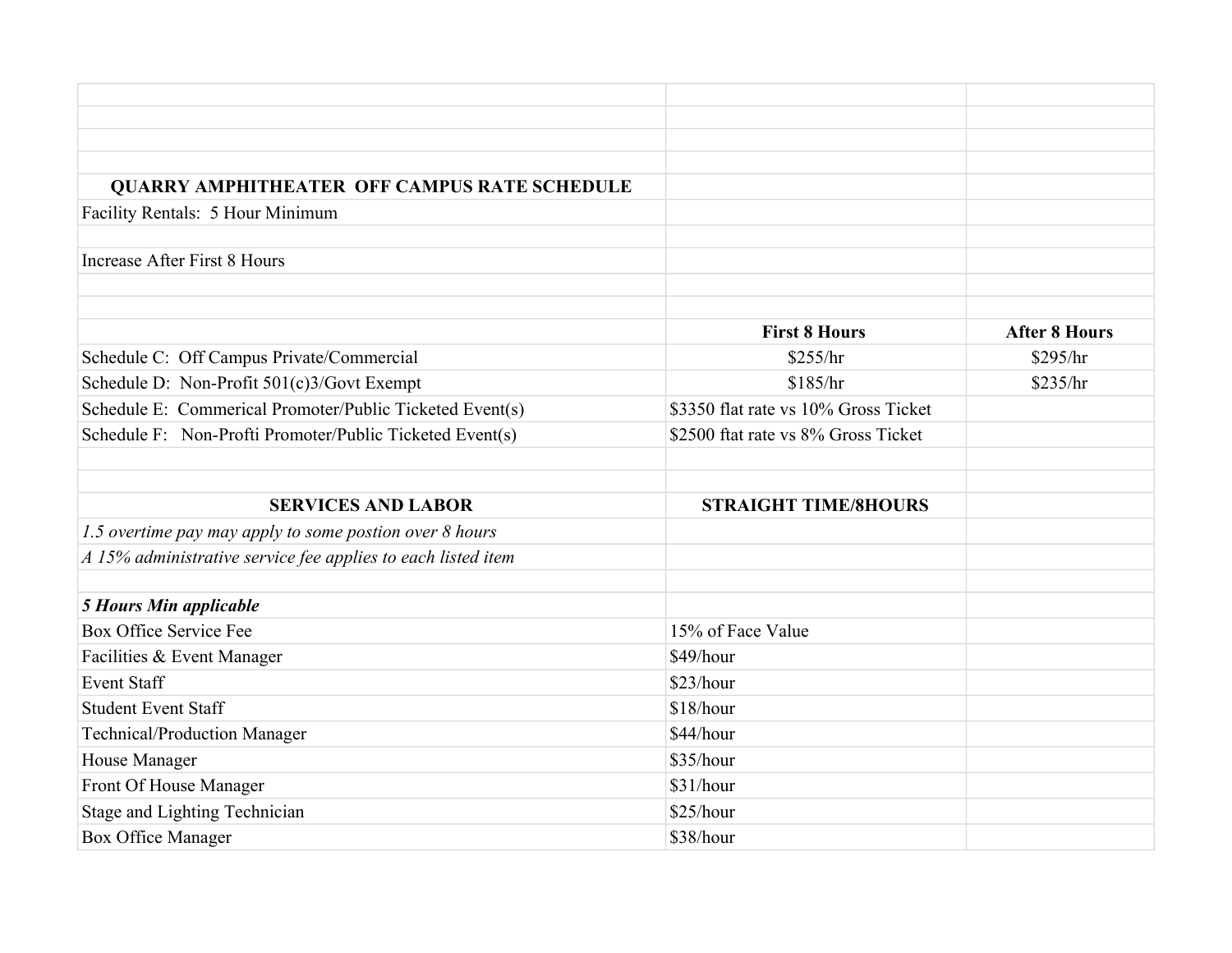## QUARRY AMPHITHEATER OFF CAMPUS RATE SCHEDULE

Facility Rentals: 5 Hour Minimum

Increase After First 8 Hours

| | First 8 Hours | After 8 Hours |
|---|---|---|
| Schedule C: Off Campus Private/Commercial | $255/hr | $295/hr |
| Schedule D: Non-Profit 501(c)3/Govt Exempt | $185/hr | $235/hr |
| Schedule E: Commerical Promoter/Public Ticketed Event(s) | $3350 flat rate vs 10% Gross Ticket | |
| Schedule F: Non-Profti Promoter/Public Ticketed Event(s) | $2500 ftat rate vs 8% Gross Ticket | |

| SERVICES AND LABOR | STRAIGHT TIME/8HOURS |
|---|---|
| *1.5 overtime pay may apply to some postion over 8 hours* | |
| *A 15% administrative service fee applies to each listed item* | |
| ***5 Hours Min applicable*** | |
| Box Office Service Fee | 15% of Face Value |
| Facilities & Event Manager | $49/hour |
| Event Staff | $23/hour |
| Student Event Staff | $18/hour |
| Technical/Production Manager | $44/hour |
| House Manager | $35/hour |
| Front Of House Manager | $31/hour |
| Stage and Lighting Technician | $25/hour |
| Box Office Manager | $38/hour |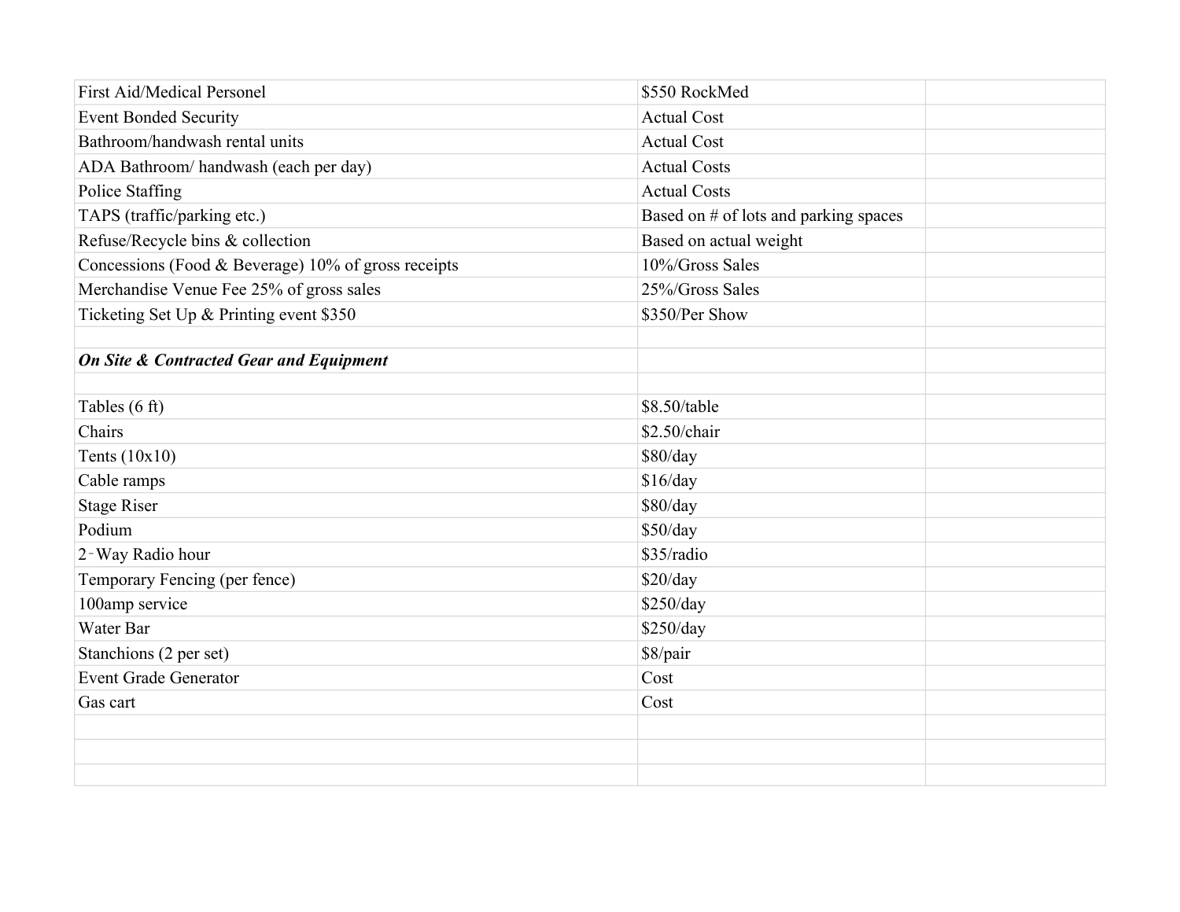| | | |
|---|---|---|
| First Aid/Medical Personel | $550 RockMed | |
| Event Bonded Security | Actual Cost | |
| Bathroom/handwash rental units | Actual Cost | |
| ADA Bathroom/ handwash (each per day) | Actual Costs | |
| Police Staffing | Actual Costs | |
| TAPS (traffic/parking etc.) | Based on # of lots and parking spaces | |
| Refuse/Recycle bins & collection | Based on actual weight | |
| Concessions (Food & Beverage) 10% of gross receipts | 10%/Gross Sales | |
| Merchandise Venue Fee 25% of gross sales | 25%/Gross Sales | |
| Ticketing Set Up & Printing event $350 | $350/Per Show | |
| | | |
| ***On Site & Contracted Gear and Equipment*** | | |
| | | |
| Tables (6 ft) | $8.50/table | |
| Chairs | $2.50/chair | |
| Tents (10x10) | $80/day | |
| Cable ramps | $16/day | |
| Stage Riser | $80/day | |
| Podium | $50/day | |
| 2-Way Radio hour | $35/radio | |
| Temporary Fencing (per fence) | $20/day | |
| 100amp service | $250/day | |
| Water Bar | $250/day | |
| Stanchions (2 per set) | $8/pair | |
| Event Grade Generator | Cost | |
| Gas cart | Cost | |
| | | |
| | | |
| | | |